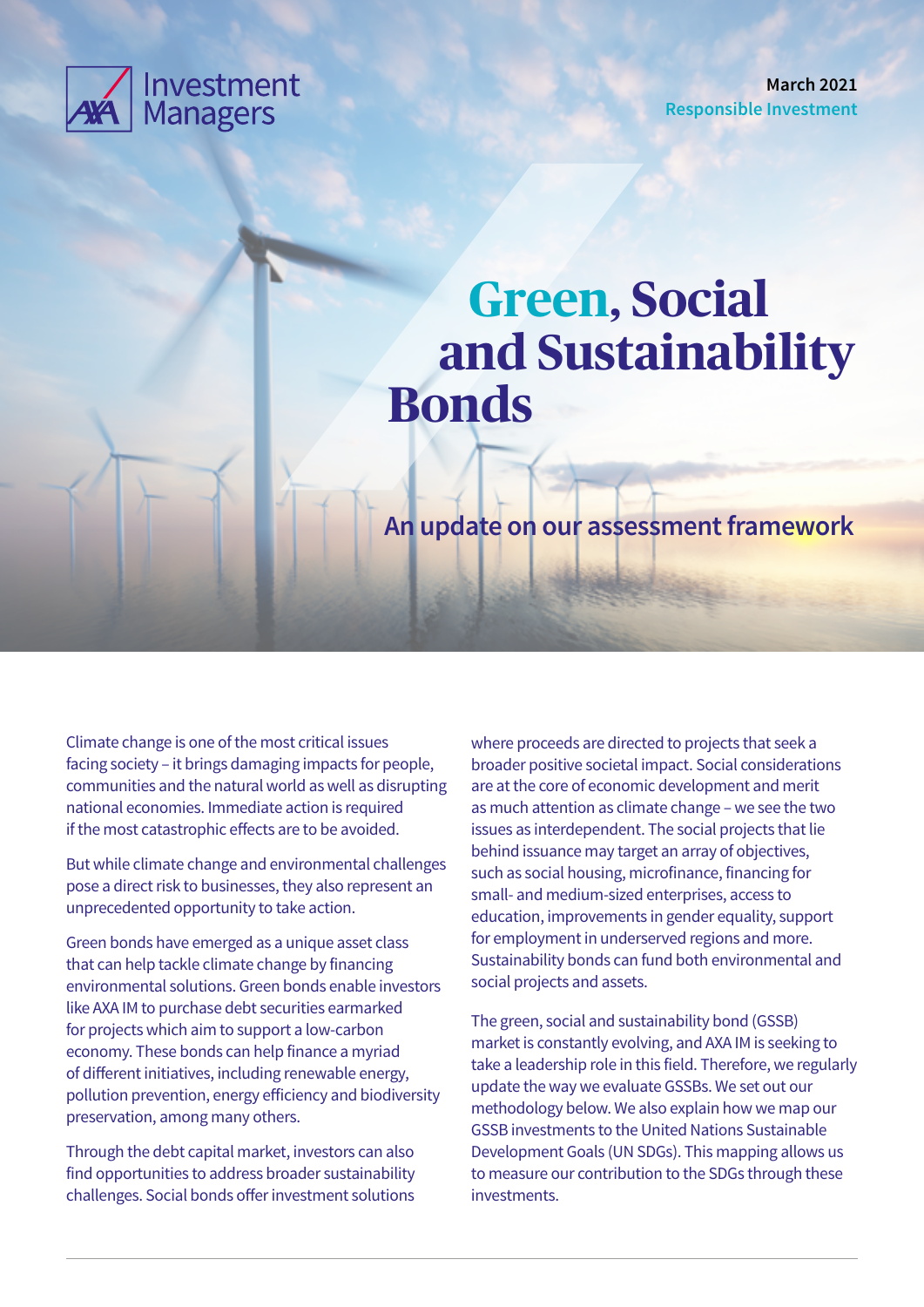AXA Investment Managers

March 2021
Responsible Investment

# Green, Social and Sustainability Bonds

## An update on our assessment framework

Climate change is one of the most critical issues facing society – it brings damaging impacts for people, communities and the natural world as well as disrupting national economies. Immediate action is required if the most catastrophic effects are to be avoided.

But while climate change and environmental challenges pose a direct risk to businesses, they also represent an unprecedented opportunity to take action.

Green bonds have emerged as a unique asset class that can help tackle climate change by financing environmental solutions. Green bonds enable investors like AXA IM to purchase debt securities earmarked for projects which aim to support a low-carbon economy. These bonds can help finance a myriad of different initiatives, including renewable energy, pollution prevention, energy efficiency and biodiversity preservation, among many others.

Through the debt capital market, investors can also find opportunities to address broader sustainability challenges. Social bonds offer investment solutions where proceeds are directed to projects that seek a broader positive societal impact. Social considerations are at the core of economic development and merit as much attention as climate change – we see the two issues as interdependent. The social projects that lie behind issuance may target an array of objectives, such as social housing, microfinance, financing for small- and medium-sized enterprises, access to education, improvements in gender equality, support for employment in underserved regions and more. Sustainability bonds can fund both environmental and social projects and assets.

The green, social and sustainability bond (GSSB) market is constantly evolving, and AXA IM is seeking to take a leadership role in this field. Therefore, we regularly update the way we evaluate GSSBs. We set out our methodology below. We also explain how we map our GSSB investments to the United Nations Sustainable Development Goals (UN SDGs). This mapping allows us to measure our contribution to the SDGs through these investments.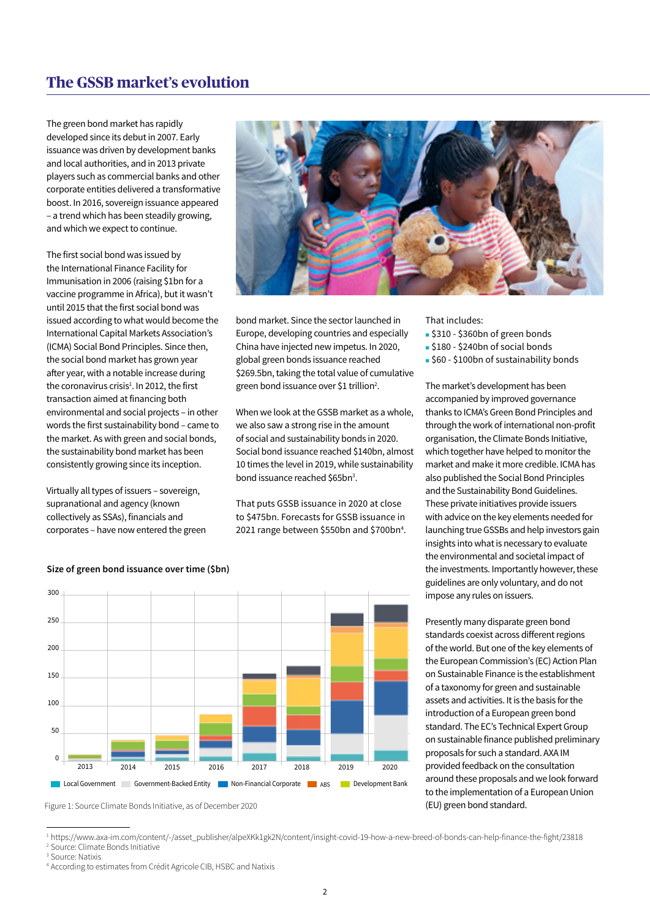## The GSSB market's evolution

The green bond market has rapidly developed since its debut in 2007. Early issuance was driven by development banks and local authorities, and in 2013 private players such as commercial banks and other corporate entities delivered a transformative boost. In 2016, sovereign issuance appeared – a trend which has been steadily growing, and which we expect to continue.

The first social bond was issued by the International Finance Facility for Immunisation in 2006 (raising $1bn for a vaccine programme in Africa), but it wasn't until 2015 that the first social bond was issued according to what would become the International Capital Markets Association's (ICMA) Social Bond Principles. Since then, the social bond market has grown year after year, with a notable increase during the coronavirus crisis[1]. In 2012, the first transaction aimed at financing both environmental and social projects – in other words the first sustainability bond – came to the market. As with green and social bonds, the sustainability bond market has been consistently growing since its inception.

Virtually all types of issuers – sovereign, supranational and agency (known collectively as SSAs), financials and corporates – have now entered the green bond market. Since the sector launched in Europe, developing countries and especially China have injected new impetus. In 2020, global green bonds issuance reached $269.5bn, taking the total value of cumulative green bond issuance over $1 trillion[2].

When we look at the GSSB market as a whole, we also saw a strong rise in the amount of social and sustainability bonds in 2020. Social bond issuance reached $140bn, almost 10 times the level in 2019, while sustainability bond issuance reached $65bn[3].

That puts GSSB issuance in 2020 at close to $475bn. Forecasts for GSSB issuance in 2021 range between $550bn and $700bn[4].

That includes:

- $310 - $360bn of green bonds
- $180 - $240bn of social bonds
- $60 - $100bn of sustainability bonds

The market's development has been accompanied by improved governance thanks to ICMA's Green Bond Principles and through the work of international non-profit organisation, the Climate Bonds Initiative, which together have helped to monitor the market and make it more credible. ICMA has also published the Social Bond Principles and the Sustainability Bond Guidelines. These private initiatives provide issuers with advice on the key elements needed for launching true GSSBs and help investors gain insights into what is necessary to evaluate the environmental and societal impact of the investments. Importantly however, these guidelines are only voluntary, and do not impose any rules on issuers.

Presently many disparate green bond standards coexist across different regions of the world. But one of the key elements of the European Commission's (EC) Action Plan on Sustainable Finance is the establishment of a taxonomy for green and sustainable assets and activities. It is the basis for the introduction of a European green bond standard. The EC's Technical Expert Group on sustainable finance published preliminary proposals for such a standard. AXA IM provided feedback on the consultation around these proposals and we look forward to the implementation of a European Union (EU) green bond standard.

**Size of green bond issuance over time ($bn)**

Figure 1: Source Climate Bonds Initiative, as of December 2020

---

[1] https://www.axa-im.com/content/-/asset_publisher/alpeXKk1gk2N/content/insight-covid-19-how-a-new-breed-of-bonds-can-help-finance-the-fight/23818
[2] Source: Climate Bonds Initiative
[3] Source: Natixis
[4] According to estimates from Crédit Agricole CIB, HSBC and Natixis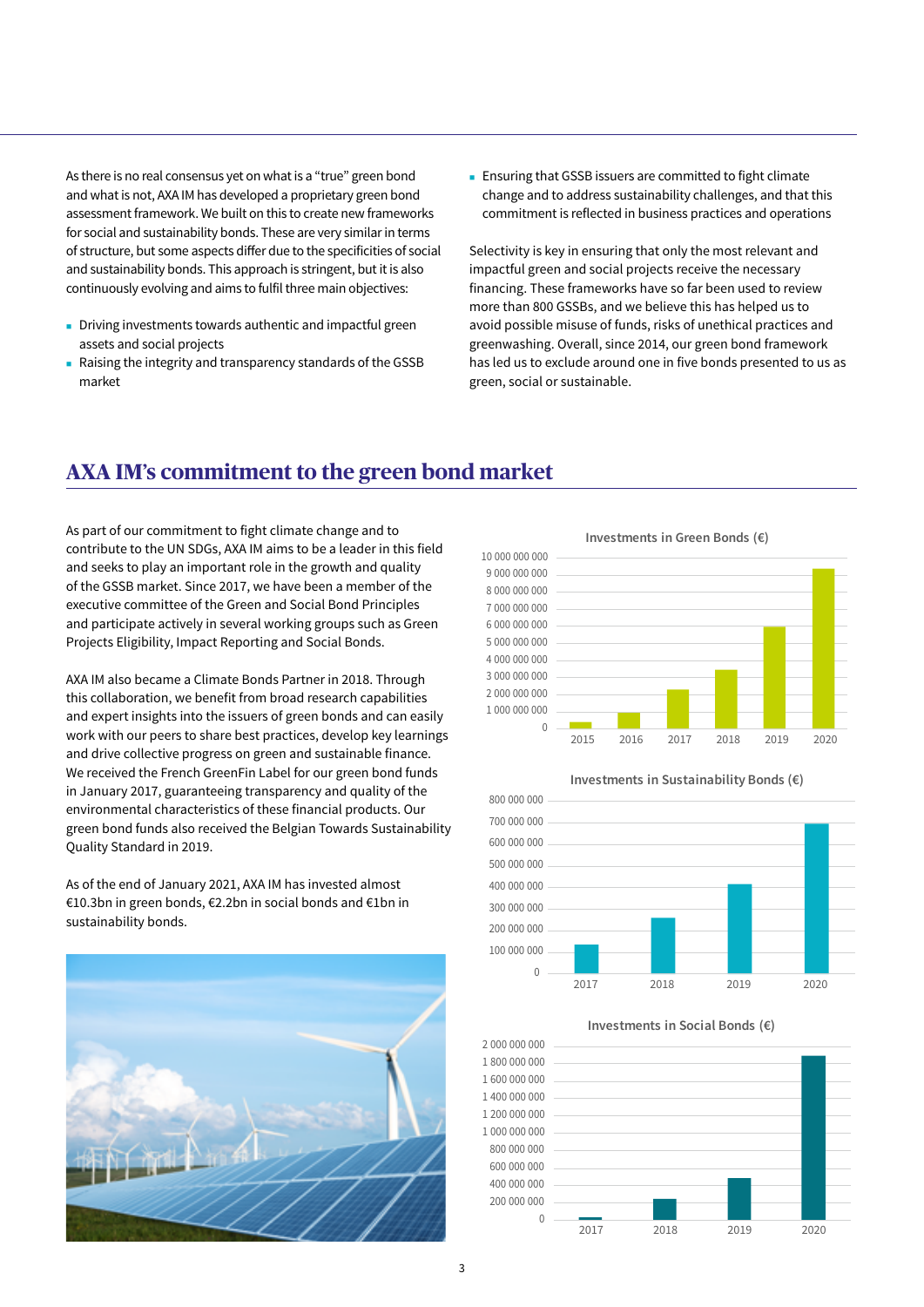As there is no real consensus yet on what is a "true" green bond and what is not, AXA IM has developed a proprietary green bond assessment framework. We built on this to create new frameworks for social and sustainability bonds. These are very similar in terms of structure, but some aspects differ due to the specificities of social and sustainability bonds. This approach is stringent, but it is also continuously evolving and aims to fulfil three main objectives:

- Driving investments towards authentic and impactful green assets and social projects
- Raising the integrity and transparency standards of the GSSB market
- Ensuring that GSSB issuers are committed to fight climate change and to address sustainability challenges, and that this commitment is reflected in business practices and operations

Selectivity is key in ensuring that only the most relevant and impactful green and social projects receive the necessary financing. These frameworks have so far been used to review more than 800 GSSBs, and we believe this has helped us to avoid possible misuse of funds, risks of unethical practices and greenwashing. Overall, since 2014, our green bond framework has led us to exclude around one in five bonds presented to us as green, social or sustainable.

## AXA IM's commitment to the green bond market

As part of our commitment to fight climate change and to contribute to the UN SDGs, AXA IM aims to be a leader in this field and seeks to play an important role in the growth and quality of the GSSB market. Since 2017, we have been a member of the executive committee of the Green and Social Bond Principles and participate actively in several working groups such as Green Projects Eligibility, Impact Reporting and Social Bonds.

AXA IM also became a Climate Bonds Partner in 2018. Through this collaboration, we benefit from broad research capabilities and expert insights into the issuers of green bonds and can easily work with our peers to share best practices, develop key learnings and drive collective progress on green and sustainable finance. We received the French GreenFin Label for our green bond funds in January 2017, guaranteeing transparency and quality of the environmental characteristics of these financial products. Our green bond funds also received the Belgian Towards Sustainability Quality Standard in 2019.

As of the end of January 2021, AXA IM has invested almost €10.3bn in green bonds, €2.2bn in social bonds and €1bn in sustainability bonds.

**Investments in Green Bonds (€)**

**Investments in Sustainability Bonds (€)**

**Investments in Social Bonds (€)**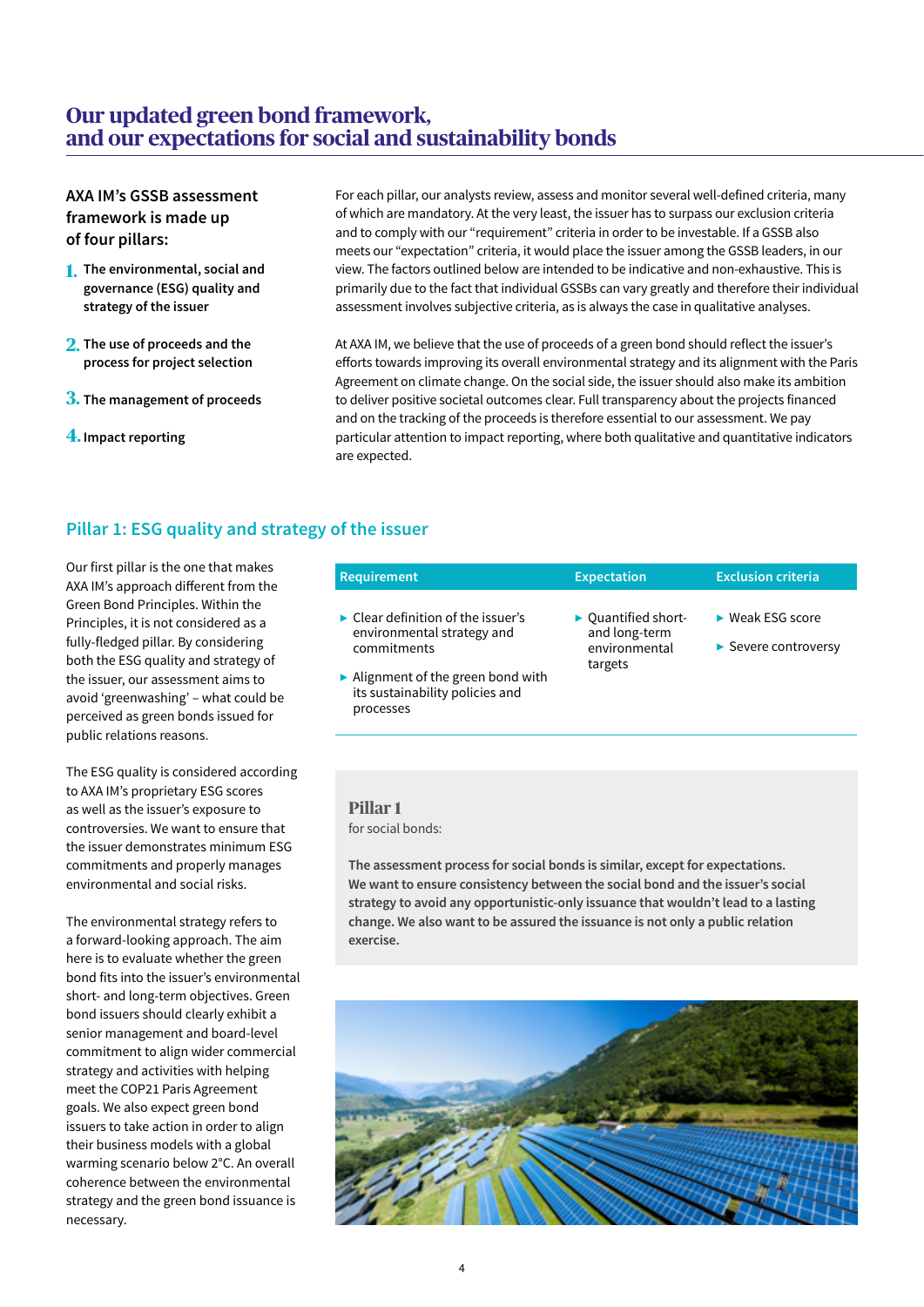# Our updated green bond framework, and our expectations for social and sustainability bonds

**AXA IM's GSSB assessment framework is made up of four pillars:**

1. **The environmental, social and governance (ESG) quality and strategy of the issuer**
2. **The use of proceeds and the process for project selection**
3. **The management of proceeds**
4. **Impact reporting**

For each pillar, our analysts review, assess and monitor several well-defined criteria, many of which are mandatory. At the very least, the issuer has to surpass our exclusion criteria and to comply with our "requirement" criteria in order to be investable. If a GSSB also meets our "expectation" criteria, it would place the issuer among the GSSB leaders, in our view. The factors outlined below are intended to be indicative and non-exhaustive. This is primarily due to the fact that individual GSSBs can vary greatly and therefore their individual assessment involves subjective criteria, as is always the case in qualitative analyses.

At AXA IM, we believe that the use of proceeds of a green bond should reflect the issuer's efforts towards improving its overall environmental strategy and its alignment with the Paris Agreement on climate change. On the social side, the issuer should also make its ambition to deliver positive societal outcomes clear. Full transparency about the projects financed and on the tracking of the proceeds is therefore essential to our assessment. We pay particular attention to impact reporting, where both qualitative and quantitative indicators are expected.

## Pillar 1: ESG quality and strategy of the issuer

Our first pillar is the one that makes AXA IM's approach different from the Green Bond Principles. Within the Principles, it is not considered as a fully-fledged pillar. By considering both the ESG quality and strategy of the issuer, our assessment aims to avoid 'greenwashing' – what could be perceived as green bonds issued for public relations reasons.

The ESG quality is considered according to AXA IM's proprietary ESG scores as well as the issuer's exposure to controversies. We want to ensure that the issuer demonstrates minimum ESG commitments and properly manages environmental and social risks.

The environmental strategy refers to a forward-looking approach. The aim here is to evaluate whether the green bond fits into the issuer's environmental short- and long-term objectives. Green bond issuers should clearly exhibit a senior management and board-level commitment to align wider commercial strategy and activities with helping meet the COP21 Paris Agreement goals. We also expect green bond issuers to take action in order to align their business models with a global warming scenario below 2°C. An overall coherence between the environmental strategy and the green bond issuance is necessary.

| Requirement | Expectation | Exclusion criteria |
|---|---|---|
| ▶ Clear definition of the issuer's environmental strategy and commitments<br>▶ Alignment of the green bond with its sustainability policies and processes | ▶ Quantified short- and long-term environmental targets | ▶ Weak ESG score<br>▶ Severe controversy |

### Pillar 1
for social bonds:

**The assessment process for social bonds is similar, except for expectations. We want to ensure consistency between the social bond and the issuer's social strategy to avoid any opportunistic-only issuance that wouldn't lead to a lasting change. We also want to be assured the issuance is not only a public relation exercise.**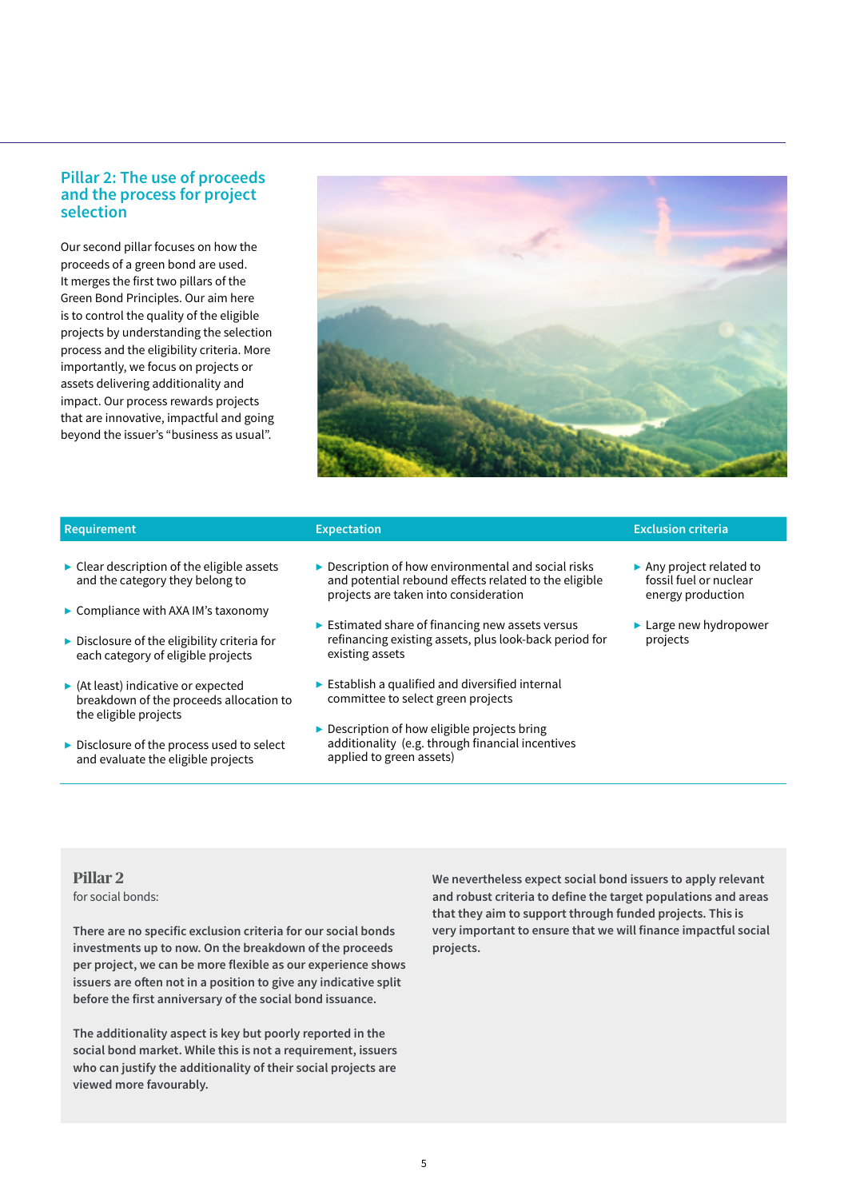## Pillar 2: The use of proceeds and the process for project selection

Our second pillar focuses on how the proceeds of a green bond are used. It merges the first two pillars of the Green Bond Principles. Our aim here is to control the quality of the eligible projects by understanding the selection process and the eligibility criteria. More importantly, we focus on projects or assets delivering additionality and impact. Our process rewards projects that are innovative, impactful and going beyond the issuer's "business as usual".

| Requirement | Expectation | Exclusion criteria |
| --- | --- | --- |
| ▶ Clear description of the eligible assets and the category they belong to<br>▶ Compliance with AXA IM's taxonomy<br>▶ Disclosure of the eligibility criteria for each category of eligible projects<br>▶ (At least) indicative or expected breakdown of the proceeds allocation to the eligible projects<br>▶ Disclosure of the process used to select and evaluate the eligible projects | ▶ Description of how environmental and social risks and potential rebound effects related to the eligible projects are taken into consideration<br>▶ Estimated share of financing new assets versus refinancing existing assets, plus look-back period for existing assets<br>▶ Establish a qualified and diversified internal committee to select green projects<br>▶ Description of how eligible projects bring additionality (e.g. through financial incentives applied to green assets) | ▶ Any project related to fossil fuel or nuclear energy production<br>▶ Large new hydropower projects |

### Pillar 2

for social bonds:

**There are no specific exclusion criteria for our social bonds investments up to now. On the breakdown of the proceeds per project, we can be more flexible as our experience shows issuers are often not in a position to give any indicative split before the first anniversary of the social bond issuance.**

**The additionality aspect is key but poorly reported in the social bond market. While this is not a requirement, issuers who can justify the additionality of their social projects are viewed more favourably.**

**We nevertheless expect social bond issuers to apply relevant and robust criteria to define the target populations and areas that they aim to support through funded projects. This is very important to ensure that we will finance impactful social projects.**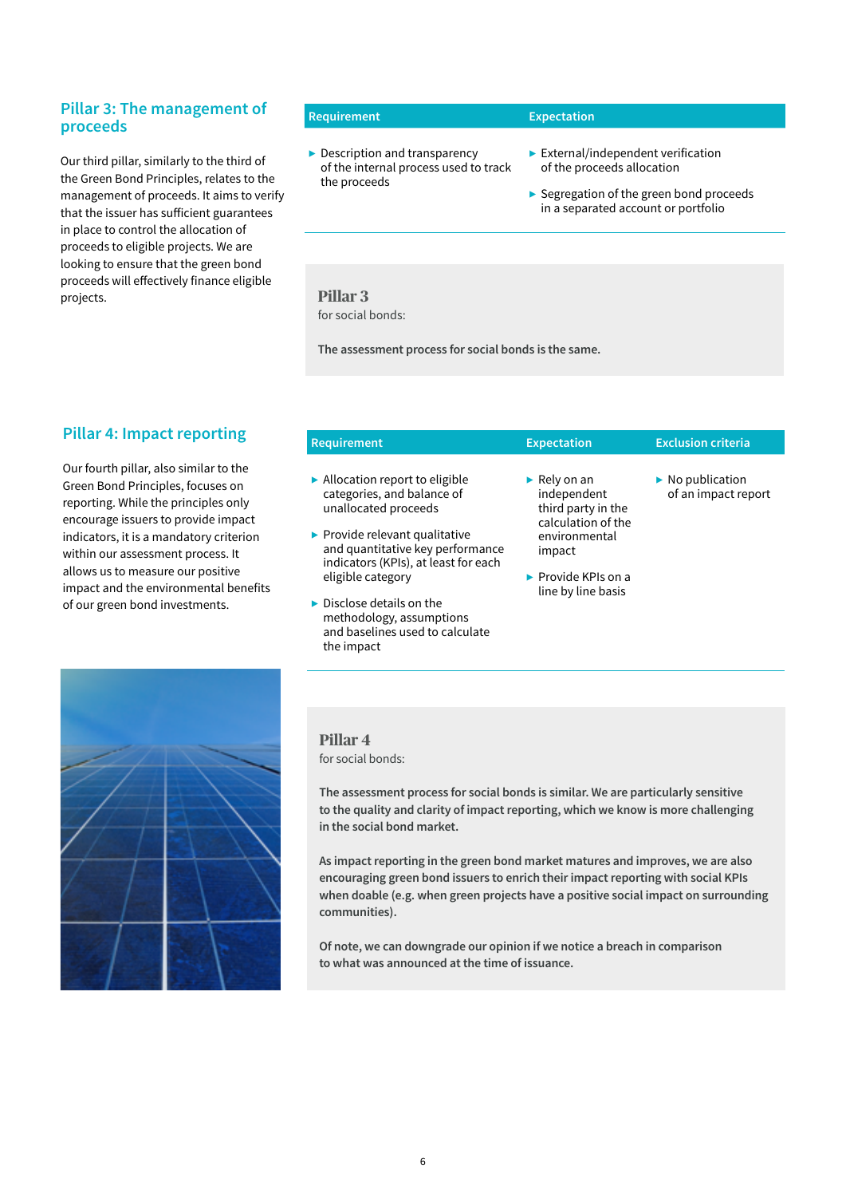## Pillar 3: The management of proceeds

Our third pillar, similarly to the third of the Green Bond Principles, relates to the management of proceeds. It aims to verify that the issuer has sufficient guarantees in place to control the allocation of proceeds to eligible projects. We are looking to ensure that the green bond proceeds will effectively finance eligible projects.

| Requirement | Expectation |
|---|---|
| ▶ Description and transparency of the internal process used to track the proceeds | ▶ External/independent verification of the proceeds allocation<br>▶ Segregation of the green bond proceeds in a separated account or portfolio |

**Pillar 3**
for social bonds:

**The assessment process for social bonds is the same.**

## Pillar 4: Impact reporting

Our fourth pillar, also similar to the Green Bond Principles, focuses on reporting. While the principles only encourage issuers to provide impact indicators, it is a mandatory criterion within our assessment process. It allows us to measure our positive impact and the environmental benefits of our green bond investments.

| Requirement | Expectation | Exclusion criteria |
|---|---|---|
| ▶ Allocation report to eligible categories, and balance of unallocated proceeds<br>▶ Provide relevant qualitative and quantitative key performance indicators (KPIs), at least for each eligible category<br>▶ Disclose details on the methodology, assumptions and baselines used to calculate the impact | ▶ Rely on an independent third party in the calculation of the environmental impact<br>▶ Provide KPIs on a line by line basis | ▶ No publication of an impact report |

**Pillar 4**
for social bonds:

**The assessment process for social bonds is similar. We are particularly sensitive to the quality and clarity of impact reporting, which we know is more challenging in the social bond market.**

**As impact reporting in the green bond market matures and improves, we are also encouraging green bond issuers to enrich their impact reporting with social KPIs when doable (e.g. when green projects have a positive social impact on surrounding communities).**

**Of note, we can downgrade our opinion if we notice a breach in comparison to what was announced at the time of issuance.**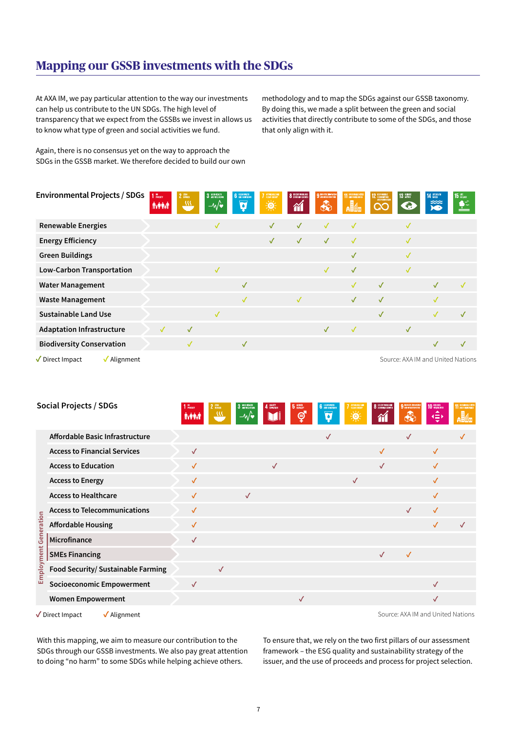## Mapping our GSSB investments with the SDGs

At AXA IM, we pay particular attention to the way our investments can help us contribute to the UN SDGs. The high level of transparency that we expect from the GSSBs we invest in allows us to know what type of green and social activities we fund.

Again, there is no consensus yet on the way to approach the SDGs in the GSSB market. We therefore decided to build our own methodology and to map the SDGs against our GSSB taxonomy. By doing this, we made a split between the green and social activities that directly contribute to some of the SDGs, and those that only align with it.

In the tables below, ✓ marks a Direct Impact and (✓) marks an Alignment.

| Environmental Projects / SDGs | 1 No Poverty | 2 Zero Hunger | 3 Good Health and Well-Being | 6 Clean Water and Sanitation | 7 Affordable and Clean Energy | 8 Decent Work and Economic Growth | 9 Industry, Innovation and Infrastructure | 11 Sustainable Cities and Communities | 12 Responsible Consumption and Production | 13 Climate Action | 14 Life Below Water | 15 Life on Land |
|---|---|---|---|---|---|---|---|---|---|---|---|---|
| Renewable Energies | | | (✓) | | ✓ | ✓ | (✓) | (✓) | | (✓) | | |
| Energy Efficiency | | | | | ✓ | ✓ | ✓ | (✓) | | (✓) | | |
| Green Buildings | | | | | | | | ✓ | | (✓) | | |
| Low-Carbon Transportation | | | (✓) | | | | (✓) | ✓ | | (✓) | | |
| Water Management | | | | ✓ | | | | (✓) | ✓ | | ✓ | (✓) |
| Waste Management | | | | (✓) | | (✓) | | ✓ | ✓ | | (✓) | |
| Sustainable Land Use | | | (✓) | | | | | | ✓ | | (✓) | ✓ |
| Adaptation Infrastructure | (✓) | ✓ | | | | | ✓ | (✓) | | ✓ | | |
| Biodiversity Conservation | | (✓) | | ✓ | | | | | | | ✓ | ✓ |

✓ Direct Impact    (✓) Alignment

Source: AXA IM and United Nations

| Social Projects / SDGs | 1 No Poverty | 2 Zero Hunger | 3 Good Health and Well-Being | 4 Quality Education | 5 Gender Equality | 6 Clean Water and Sanitation | 7 Affordable and Clean Energy | 8 Decent Work and Economic Growth | 9 Industry, Innovation and Infrastructure | 10 Reduced Inequalities | 11 Sustainable Cities and Communities |
|---|---|---|---|---|---|---|---|---|---|---|---|
| Affordable Basic Infrastructure | | | | | | ✓ | | | ✓ | | (✓) |
| Access to Financial Services | (✓) | | | | | | | (✓) | | (✓) | |
| Access to Education | (✓) | | | ✓ | | | | (✓) | | (✓) | |
| Access to Energy | (✓) | | | | | | ✓ | | | (✓) | |
| Access to Healthcare | (✓) | | ✓ | | | | | | | (✓) | |
| Access to Telecommunications | (✓) | | | | | | | | ✓ | (✓) | |
| Affordable Housing | (✓) | | | | | | | | | (✓) | ✓ |
| Employment Generation: Microfinance | ✓ | | | | | | | | | | |
| Employment Generation: SMEs Financing | | | | | | | | ✓ | (✓) | | |
| Food Security/ Sustainable Farming | | ✓ | | | | | | | | | |
| Socioeconomic Empowerment | ✓ | | | | | | | | | ✓ | |
| Women Empowerment | | | | | ✓ | | | | | ✓ | |

✓ Direct Impact    (✓) Alignment

Source: AXA IM and United Nations

With this mapping, we aim to measure our contribution to the SDGs through our GSSB investments. We also pay great attention to doing "no harm" to some SDGs while helping achieve others.

To ensure that, we rely on the two first pillars of our assessment framework – the ESG quality and sustainability strategy of the issuer, and the use of proceeds and process for project selection.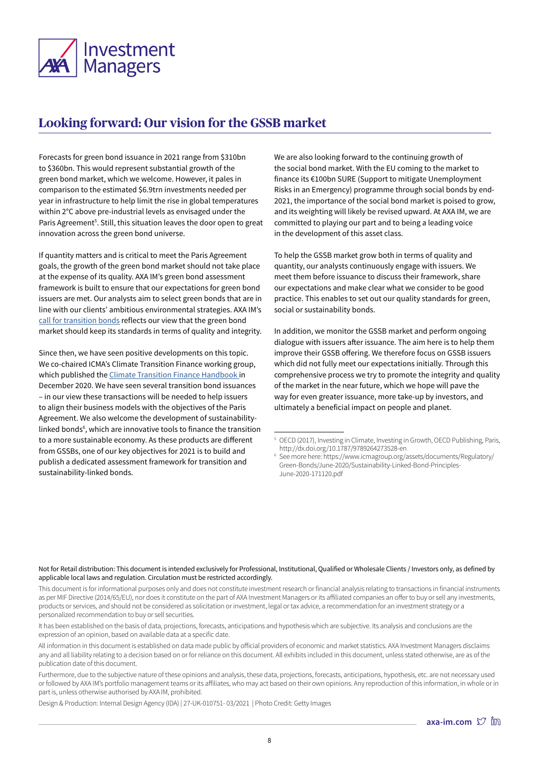## Looking forward: Our vision for the GSSB market

Forecasts for green bond issuance in 2021 range from $310bn to $360bn. This would represent substantial growth of the green bond market, which we welcome. However, it pales in comparison to the estimated $6.9trn investments needed per year in infrastructure to help limit the rise in global temperatures within 2°C above pre-industrial levels as envisaged under the Paris Agreement[5]. Still, this situation leaves the door open to great innovation across the green bond universe.

If quantity matters and is critical to meet the Paris Agreement goals, the growth of the green bond market should not take place at the expense of its quality. AXA IM's green bond assessment framework is built to ensure that our expectations for green bond issuers are met. Our analysts aim to select green bonds that are in line with our clients' ambitious environmental strategies. AXA IM's call for transition bonds reflects our view that the green bond market should keep its standards in terms of quality and integrity.

Since then, we have seen positive developments on this topic. We co-chaired ICMA's Climate Transition Finance working group, which published the Climate Transition Finance Handbook in December 2020. We have seen several transition bond issuances – in our view these transactions will be needed to help issuers to align their business models with the objectives of the Paris Agreement. We also welcome the development of sustainability-linked bonds[6], which are innovative tools to finance the transition to a more sustainable economy. As these products are different from GSSBs, one of our key objectives for 2021 is to build and publish a dedicated assessment framework for transition and sustainability-linked bonds.

We are also looking forward to the continuing growth of the social bond market. With the EU coming to the market to finance its €100bn SURE (Support to mitigate Unemployment Risks in an Emergency) programme through social bonds by end-2021, the importance of the social bond market is poised to grow, and its weighting will likely be revised upward. At AXA IM, we are committed to playing our part and to being a leading voice in the development of this asset class.

To help the GSSB market grow both in terms of quality and quantity, our analysts continuously engage with issuers. We meet them before issuance to discuss their framework, share our expectations and make clear what we consider to be good practice. This enables to set out our quality standards for green, social or sustainability bonds.

In addition, we monitor the GSSB market and perform ongoing dialogue with issuers after issuance. The aim here is to help them improve their GSSB offering. We therefore focus on GSSB issuers which did not fully meet our expectations initially. Through this comprehensive process we try to promote the integrity and quality of the market in the near future, which we hope will pave the way for even greater issuance, more take-up by investors, and ultimately a beneficial impact on people and planet.

[5] OECD (2017), Investing in Climate, Investing in Growth, OECD Publishing, Paris, http://dx.doi.org/10.1787/9789264273528-en

[6] See more here: https://www.icmagroup.org/assets/documents/Regulatory/Green-Bonds/June-2020/Sustainability-Linked-Bond-Principles-June-2020-171120.pdf

Not for Retail distribution: This document is intended exclusively for Professional, Institutional, Qualified or Wholesale Clients / Investors only, as defined by applicable local laws and regulation. Circulation must be restricted accordingly.

This document is for informational purposes only and does not constitute investment research or financial analysis relating to transactions in financial instruments as per MIF Directive (2014/65/EU), nor does it constitute on the part of AXA Investment Managers or its affiliated companies an offer to buy or sell any investments, products or services, and should not be considered as solicitation or investment, legal or tax advice, a recommendation for an investment strategy or a personalized recommendation to buy or sell securities.

It has been established on the basis of data, projections, forecasts, anticipations and hypothesis which are subjective. Its analysis and conclusions are the expression of an opinion, based on available data at a specific date.

All information in this document is established on data made public by official providers of economic and market statistics. AXA Investment Managers disclaims any and all liability relating to a decision based on or for reliance on this document. All exhibits included in this document, unless stated otherwise, are as of the publication date of this document.

Furthermore, due to the subjective nature of these opinions and analysis, these data, projections, forecasts, anticipations, hypothesis, etc. are not necessary used or followed by AXA IM's portfolio management teams or its affiliates, who may act based on their own opinions. Any reproduction of this information, in whole or in part is, unless otherwise authorised by AXA IM, prohibited.

Design & Production: Internal Design Agency (IDA) | 27-UK-010751- 03/2021 | Photo Credit: Getty Images

axa-im.com